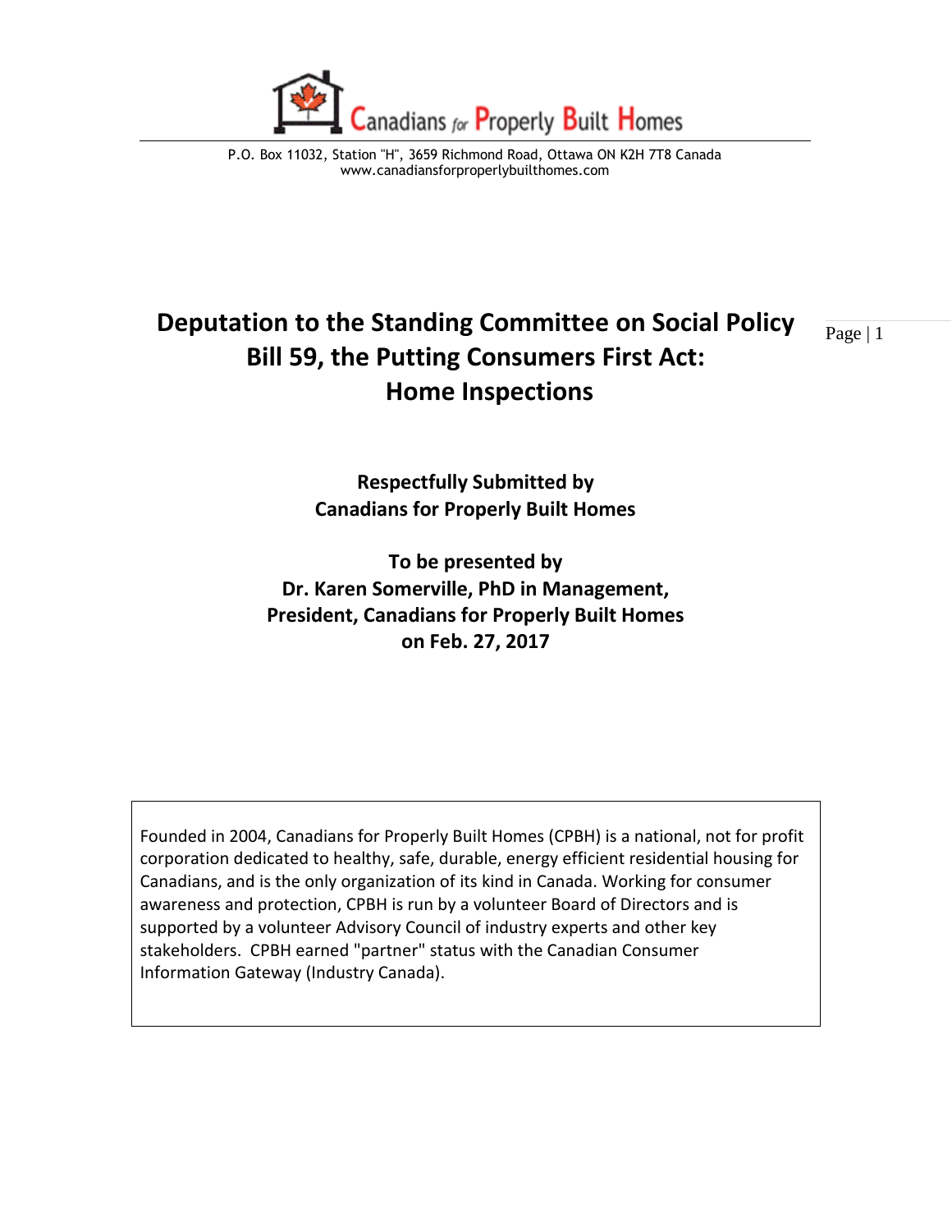Canadians for Properly Built Homes

P.O. Box 11032, Station "H", 3659 Richmond Road, Ottawa ON K2H 7T8 Canada
www.canadiansforproperlybuilthomes.com

# Deputation to the Standing Committee on Social Policy Bill 59, the Putting Consumers First Act: Home Inspections

**Respectfully Submitted by**
**Canadians for Properly Built Homes**

**To be presented by**
**Dr. Karen Somerville, PhD in Management,**
**President, Canadians for Properly Built Homes**
**on Feb. 27, 2017**

Founded in 2004, Canadians for Properly Built Homes (CPBH) is a national, not for profit corporation dedicated to healthy, safe, durable, energy efficient residential housing for Canadians, and is the only organization of its kind in Canada. Working for consumer awareness and protection, CPBH is run by a volunteer Board of Directors and is supported by a volunteer Advisory Council of industry experts and other key stakeholders. CPBH earned "partner" status with the Canadian Consumer Information Gateway (Industry Canada).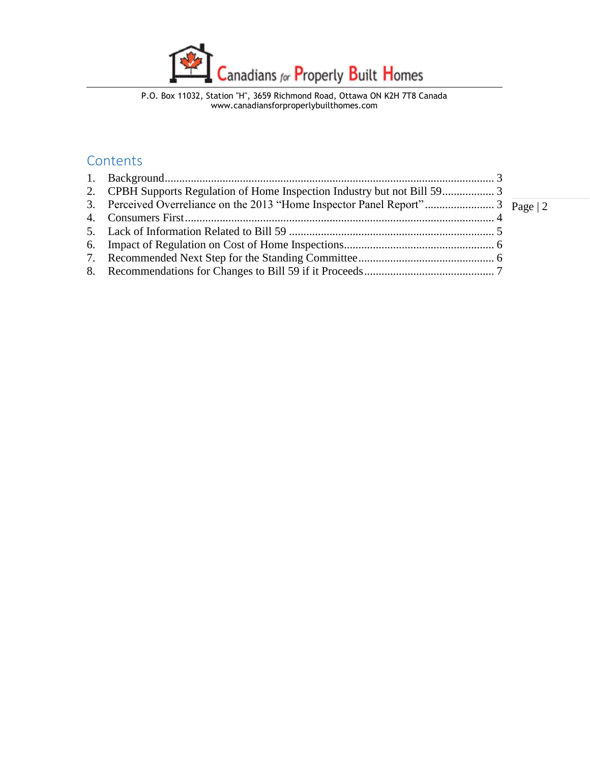Canadians for Properly Built Homes

P.O. Box 11032, Station "H", 3659 Richmond Road, Ottawa ON K2H 7T8 Canada
www.canadiansforproperlybuilthomes.com

## Contents

1. Background ........ 3
2. CPBH Supports Regulation of Home Inspection Industry but not Bill 59 ........ 3
3. Perceived Overreliance on the 2013 “Home Inspector Panel Report” ........ 3
4. Consumers First ........ 4
5. Lack of Information Related to Bill 59 ........ 5
6. Impact of Regulation on Cost of Home Inspections ........ 6
7. Recommended Next Step for the Standing Committee ........ 6
8. Recommendations for Changes to Bill 59 if it Proceeds ........ 7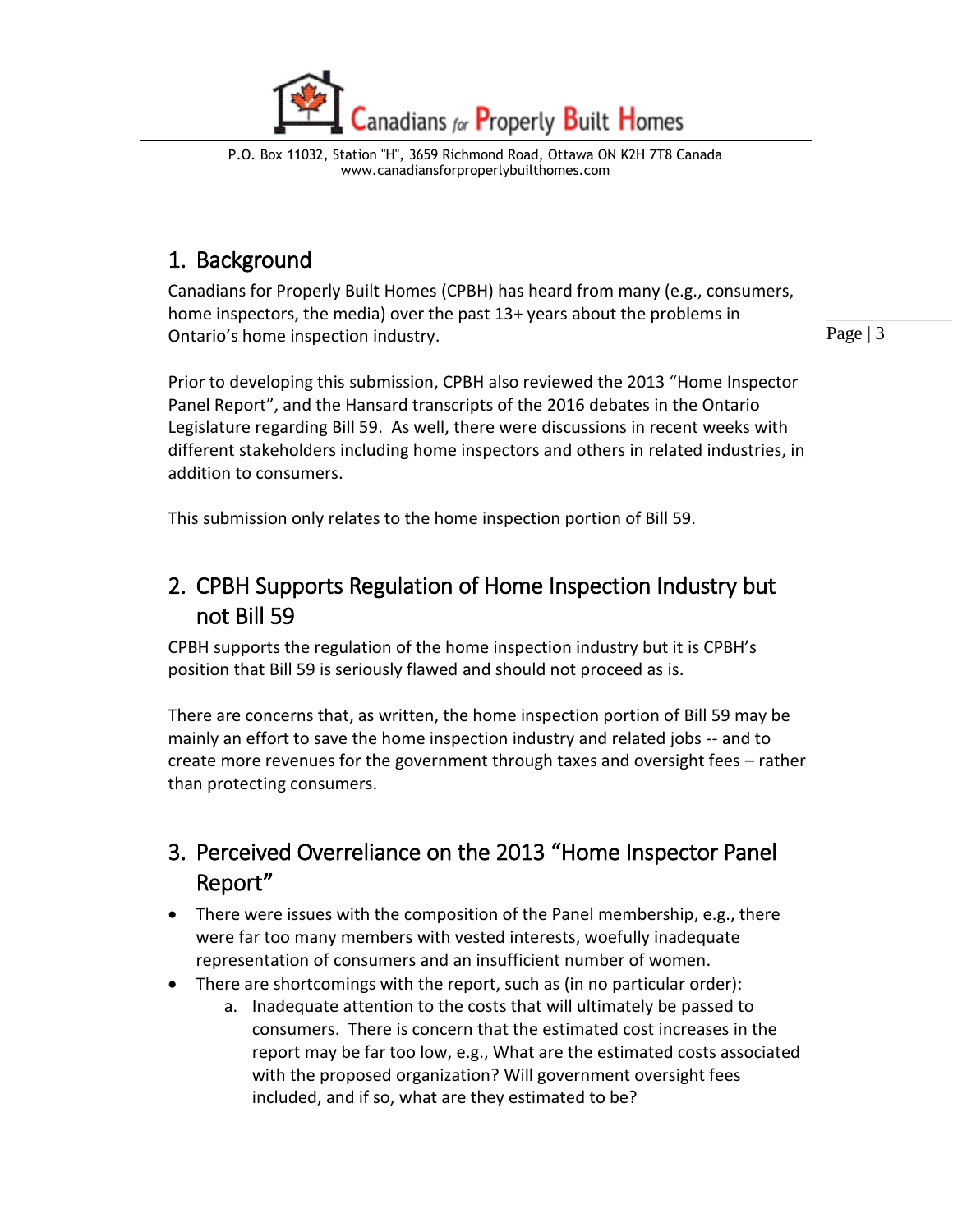## 1. Background

Canadians for Properly Built Homes (CPBH) has heard from many (e.g., consumers, home inspectors, the media) over the past 13+ years about the problems in Ontario's home inspection industry.

Prior to developing this submission, CPBH also reviewed the 2013 "Home Inspector Panel Report", and the Hansard transcripts of the 2016 debates in the Ontario Legislature regarding Bill 59. As well, there were discussions in recent weeks with different stakeholders including home inspectors and others in related industries, in addition to consumers.

This submission only relates to the home inspection portion of Bill 59.

## 2. CPBH Supports Regulation of Home Inspection Industry but not Bill 59

CPBH supports the regulation of the home inspection industry but it is CPBH's position that Bill 59 is seriously flawed and should not proceed as is.

There are concerns that, as written, the home inspection portion of Bill 59 may be mainly an effort to save the home inspection industry and related jobs -- and to create more revenues for the government through taxes and oversight fees – rather than protecting consumers.

## 3. Perceived Overreliance on the 2013 "Home Inspector Panel Report"

- There were issues with the composition of the Panel membership, e.g., there were far too many members with vested interests, woefully inadequate representation of consumers and an insufficient number of women.
- There are shortcomings with the report, such as (in no particular order):
    a. Inadequate attention to the costs that will ultimately be passed to consumers. There is concern that the estimated cost increases in the report may be far too low, e.g., What are the estimated costs associated with the proposed organization? Will government oversight fees included, and if so, what are they estimated to be?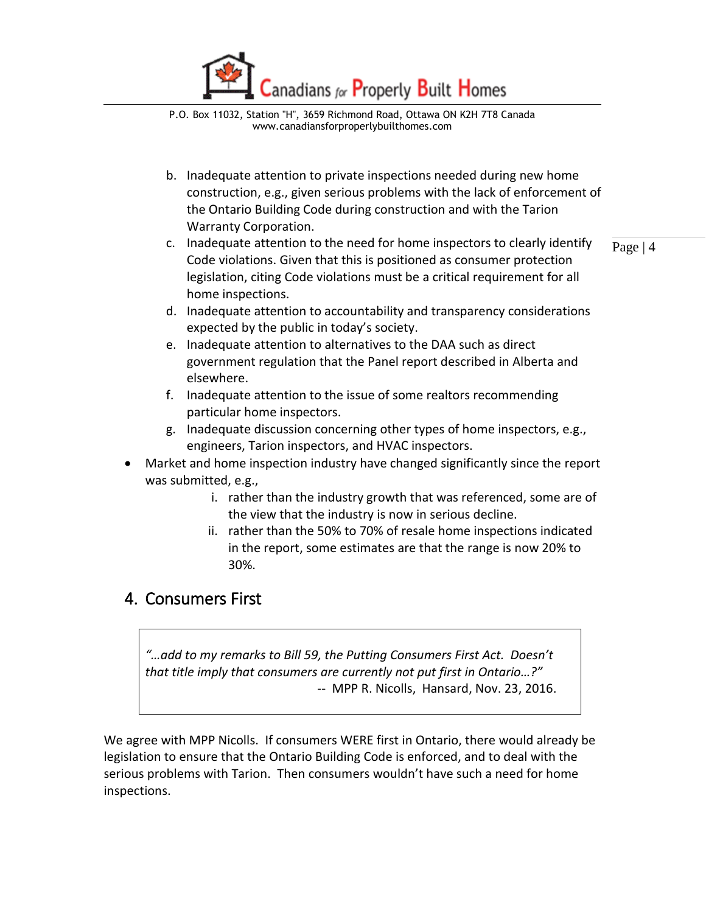b. Inadequate attention to private inspections needed during new home construction, e.g., given serious problems with the lack of enforcement of the Ontario Building Code during construction and with the Tarion Warranty Corporation.
c. Inadequate attention to the need for home inspectors to clearly identify Code violations. Given that this is positioned as consumer protection legislation, citing Code violations must be a critical requirement for all home inspections.
d. Inadequate attention to accountability and transparency considerations expected by the public in today's society.
e. Inadequate attention to alternatives to the DAA such as direct government regulation that the Panel report described in Alberta and elsewhere.
f. Inadequate attention to the issue of some realtors recommending particular home inspectors.
g. Inadequate discussion concerning other types of home inspectors, e.g., engineers, Tarion inspectors, and HVAC inspectors.

- Market and home inspection industry have changed significantly since the report was submitted, e.g.,
  i. rather than the industry growth that was referenced, some are of the view that the industry is now in serious decline.
  ii. rather than the 50% to 70% of resale home inspections indicated in the report, some estimates are that the range is now 20% to 30%.

## 4. Consumers First

> *"…add to my remarks to Bill 59, the Putting Consumers First Act. Doesn't that title imply that consumers are currently not put first in Ontario…?"*
> -- MPP R. Nicolls, Hansard, Nov. 23, 2016.

We agree with MPP Nicolls. If consumers WERE first in Ontario, there would already be legislation to ensure that the Ontario Building Code is enforced, and to deal with the serious problems with Tarion. Then consumers wouldn't have such a need for home inspections.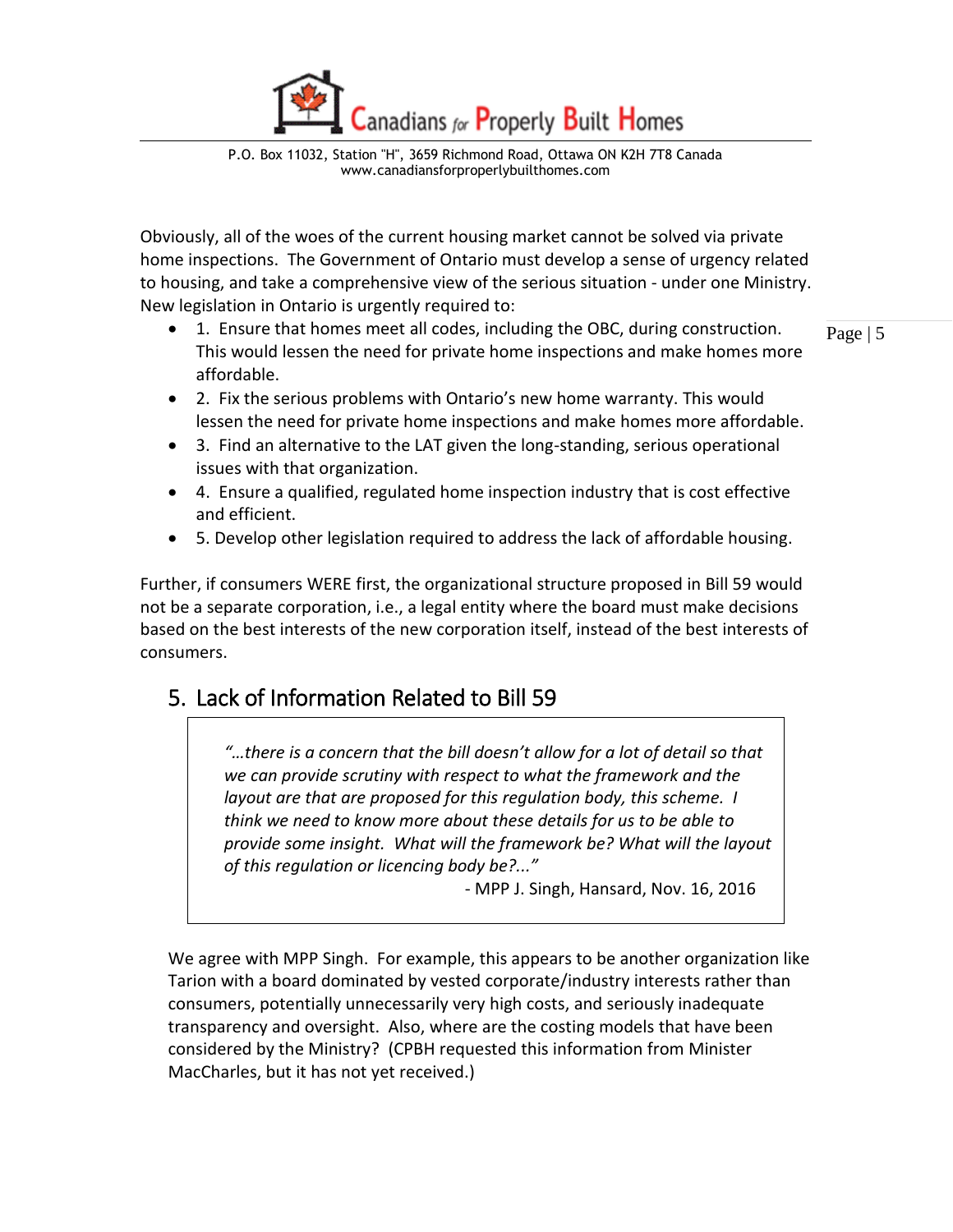Obviously, all of the woes of the current housing market cannot be solved via private home inspections. The Government of Ontario must develop a sense of urgency related to housing, and take a comprehensive view of the serious situation - under one Ministry. New legislation in Ontario is urgently required to:

- 1. Ensure that homes meet all codes, including the OBC, during construction. This would lessen the need for private home inspections and make homes more affordable.
- 2. Fix the serious problems with Ontario's new home warranty. This would lessen the need for private home inspections and make homes more affordable.
- 3. Find an alternative to the LAT given the long-standing, serious operational issues with that organization.
- 4. Ensure a qualified, regulated home inspection industry that is cost effective and efficient.
- 5. Develop other legislation required to address the lack of affordable housing.

Further, if consumers WERE first, the organizational structure proposed in Bill 59 would not be a separate corporation, i.e., a legal entity where the board must make decisions based on the best interests of the new corporation itself, instead of the best interests of consumers.

## 5. Lack of Information Related to Bill 59

> *"…there is a concern that the bill doesn't allow for a lot of detail so that we can provide scrutiny with respect to what the framework and the layout are that are proposed for this regulation body, this scheme. I think we need to know more about these details for us to be able to provide some insight. What will the framework be? What will the layout of this regulation or licencing body be?..."*
>
> \- MPP J. Singh, Hansard, Nov. 16, 2016

We agree with MPP Singh. For example, this appears to be another organization like Tarion with a board dominated by vested corporate/industry interests rather than consumers, potentially unnecessarily very high costs, and seriously inadequate transparency and oversight. Also, where are the costing models that have been considered by the Ministry? (CPBH requested this information from Minister MacCharles, but it has not yet received.)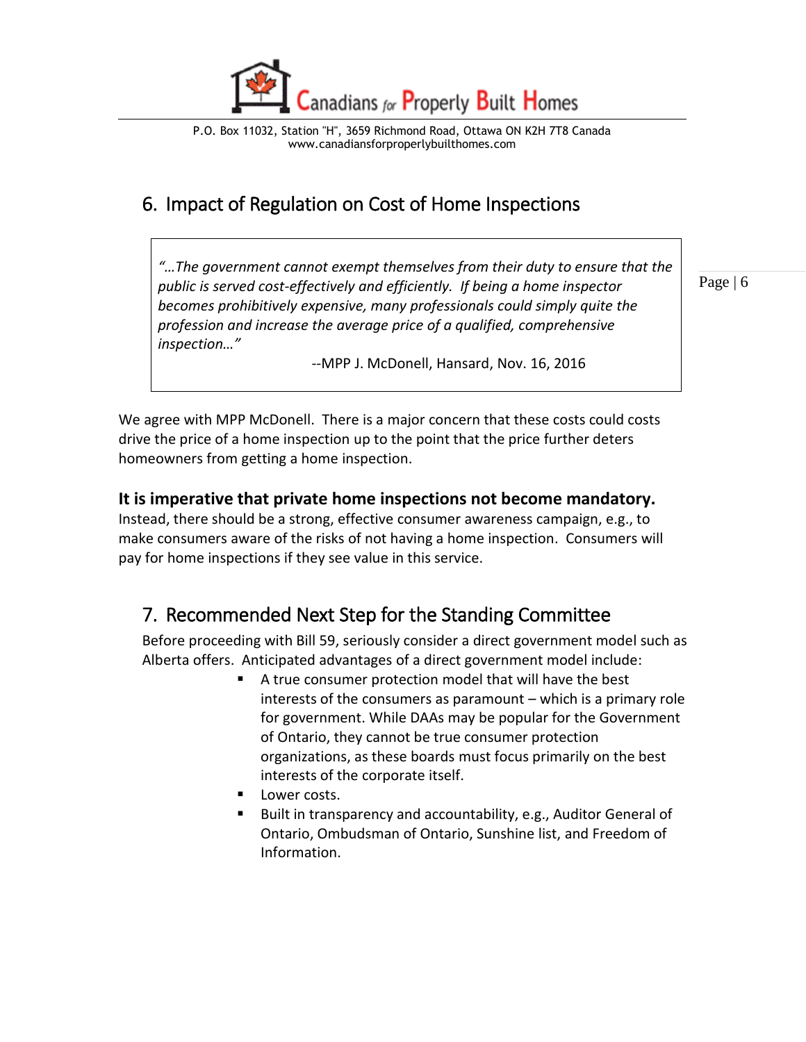## 6. Impact of Regulation on Cost of Home Inspections

> *"…The government cannot exempt themselves from their duty to ensure that the public is served cost-effectively and efficiently. If being a home inspector becomes prohibitively expensive, many professionals could simply quite the profession and increase the average price of a qualified, comprehensive inspection…"*
>
> --MPP J. McDonell, Hansard, Nov. 16, 2016

We agree with MPP McDonell. There is a major concern that these costs could costs drive the price of a home inspection up to the point that the price further deters homeowners from getting a home inspection.

**It is imperative that private home inspections not become mandatory.**
Instead, there should be a strong, effective consumer awareness campaign, e.g., to make consumers aware of the risks of not having a home inspection. Consumers will pay for home inspections if they see value in this service.

## 7. Recommended Next Step for the Standing Committee

Before proceeding with Bill 59, seriously consider a direct government model such as Alberta offers. Anticipated advantages of a direct government model include:

- A true consumer protection model that will have the best interests of the consumers as paramount – which is a primary role for government. While DAAs may be popular for the Government of Ontario, they cannot be true consumer protection organizations, as these boards must focus primarily on the best interests of the corporate itself.
- Lower costs.
- Built in transparency and accountability, e.g., Auditor General of Ontario, Ombudsman of Ontario, Sunshine list, and Freedom of Information.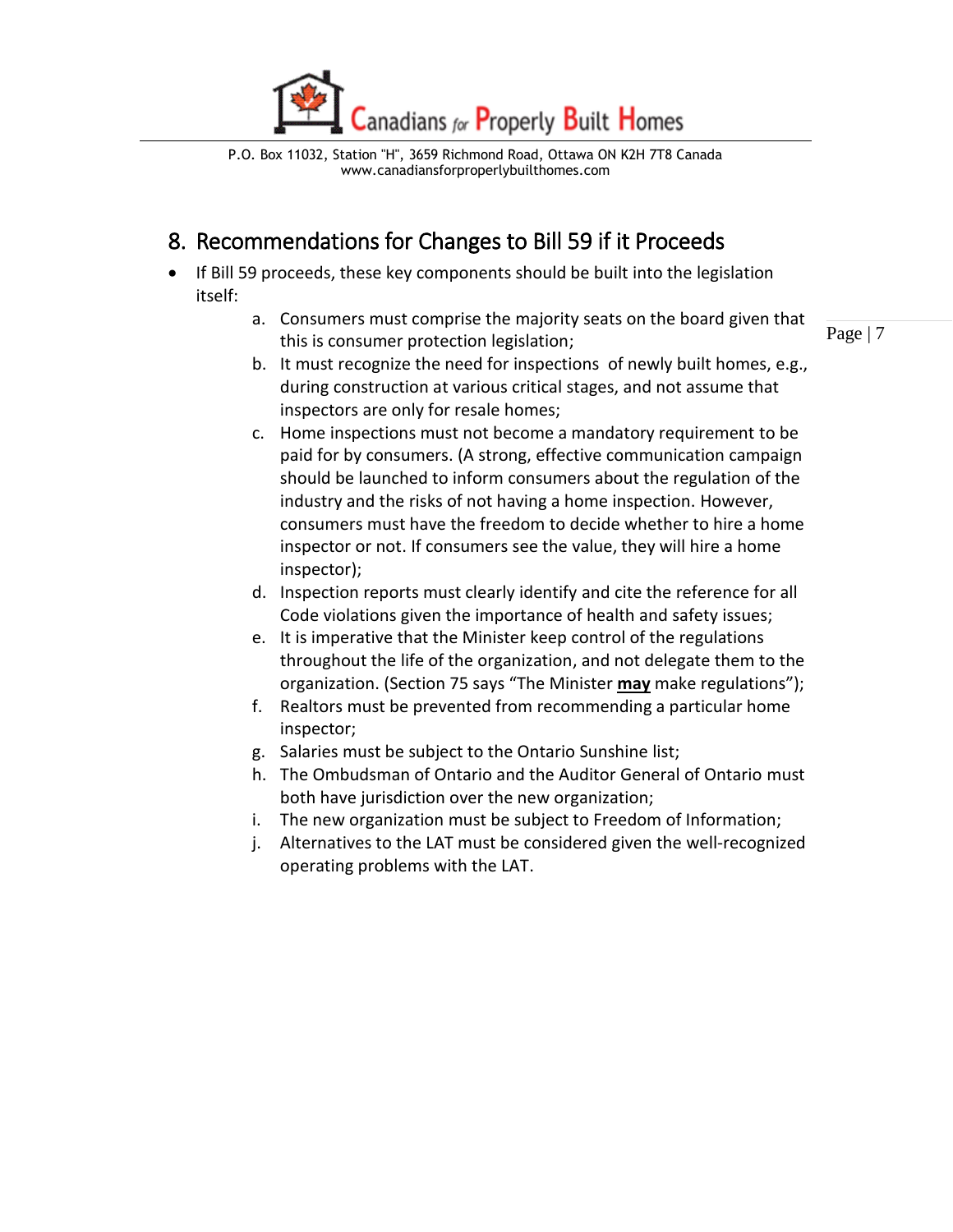## 8. Recommendations for Changes to Bill 59 if it Proceeds

- If Bill 59 proceeds, these key components should be built into the legislation itself:
    a. Consumers must comprise the majority seats on the board given that this is consumer protection legislation;
    b. It must recognize the need for inspections of newly built homes, e.g., during construction at various critical stages, and not assume that inspectors are only for resale homes;
    c. Home inspections must not become a mandatory requirement to be paid for by consumers. (A strong, effective communication campaign should be launched to inform consumers about the regulation of the industry and the risks of not having a home inspection. However, consumers must have the freedom to decide whether to hire a home inspector or not. If consumers see the value, they will hire a home inspector);
    d. Inspection reports must clearly identify and cite the reference for all Code violations given the importance of health and safety issues;
    e. It is imperative that the Minister keep control of the regulations throughout the life of the organization, and not delegate them to the organization. (Section 75 says "The Minister **<u>may</u>** make regulations");
    f. Realtors must be prevented from recommending a particular home inspector;
    g. Salaries must be subject to the Ontario Sunshine list;
    h. The Ombudsman of Ontario and the Auditor General of Ontario must both have jurisdiction over the new organization;
    i. The new organization must be subject to Freedom of Information;
    j. Alternatives to the LAT must be considered given the well-recognized operating problems with the LAT.